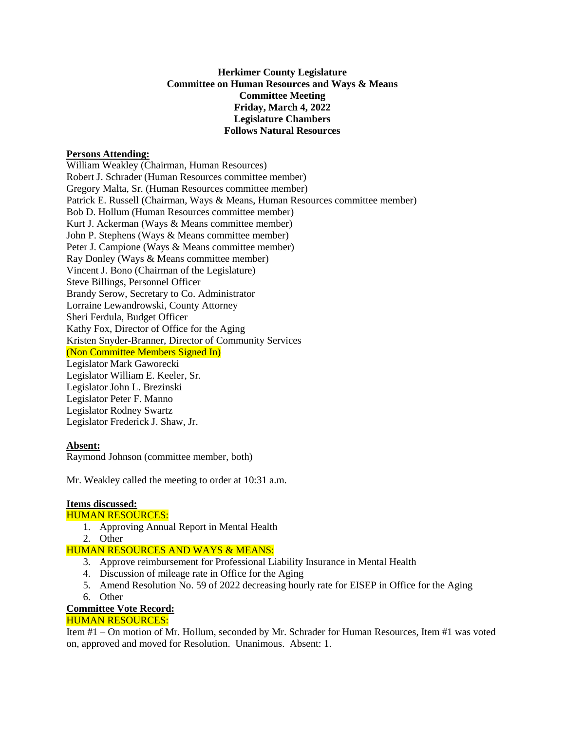**Herkimer County Legislature**
**Committee on Human Resources and Ways & Means**
**Committee Meeting**
**Friday, March 4, 2022**
**Legislature Chambers**
**Follows Natural Resources**

**Persons Attending:**

William Weakley (Chairman, Human Resources)
Robert J. Schrader (Human Resources committee member)
Gregory Malta, Sr. (Human Resources committee member)
Patrick E. Russell (Chairman, Ways & Means, Human Resources committee member)
Bob D. Hollum (Human Resources committee member)
Kurt J. Ackerman (Ways & Means committee member)
John P. Stephens (Ways & Means committee member)
Peter J. Campione (Ways & Means committee member)
Ray Donley (Ways & Means committee member)
Vincent J. Bono (Chairman of the Legislature)
Steve Billings, Personnel Officer
Brandy Serow, Secretary to Co. Administrator
Lorraine Lewandrowski, County Attorney
Sheri Ferdula, Budget Officer
Kathy Fox, Director of Office for the Aging
Kristen Snyder-Branner, Director of Community Services
(Non Committee Members Signed In)
Legislator Mark Gaworecki
Legislator William E. Keeler, Sr.
Legislator John L. Brezinski
Legislator Peter F. Manno
Legislator Rodney Swartz
Legislator Frederick J. Shaw, Jr.

**Absent:**

Raymond Johnson (committee member, both)

Mr. Weakley called the meeting to order at 10:31 a.m.

**Items discussed:**

HUMAN RESOURCES:

1. Approving Annual Report in Mental Health
2. Other

HUMAN RESOURCES AND WAYS & MEANS:

3. Approve reimbursement for Professional Liability Insurance in Mental Health
4. Discussion of mileage rate in Office for the Aging
5. Amend Resolution No. 59 of 2022 decreasing hourly rate for EISEP in Office for the Aging
6. Other

**Committee Vote Record:**

HUMAN RESOURCES:

Item #1 – On motion of Mr. Hollum, seconded by Mr. Schrader for Human Resources, Item #1 was voted on, approved and moved for Resolution. Unanimous. Absent: 1.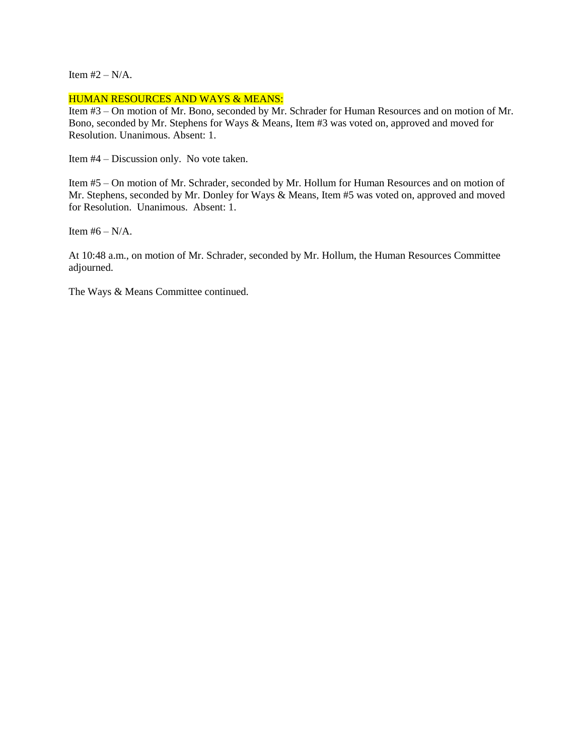Item #2 – N/A.

HUMAN RESOURCES AND WAYS & MEANS:

Item #3 – On motion of Mr. Bono, seconded by Mr. Schrader for Human Resources and on motion of Mr. Bono, seconded by Mr. Stephens for Ways & Means, Item #3 was voted on, approved and moved for Resolution. Unanimous. Absent: 1.

Item #4 – Discussion only. No vote taken.

Item #5 – On motion of Mr. Schrader, seconded by Mr. Hollum for Human Resources and on motion of Mr. Stephens, seconded by Mr. Donley for Ways & Means, Item #5 was voted on, approved and moved for Resolution. Unanimous. Absent: 1.

Item #6 – N/A.

At 10:48 a.m., on motion of Mr. Schrader, seconded by Mr. Hollum, the Human Resources Committee adjourned.

The Ways & Means Committee continued.